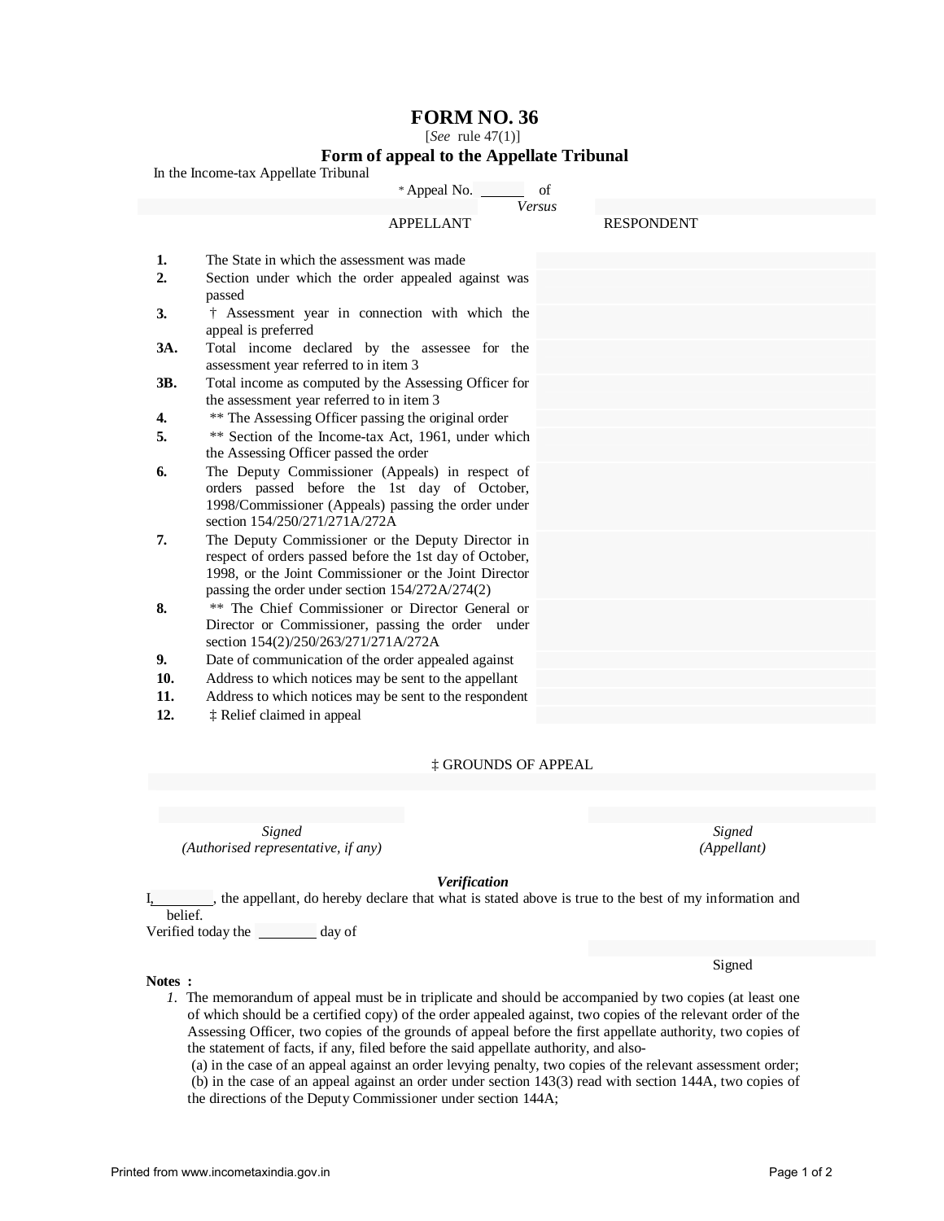# FORM NO. 36

[*See* rule 47(1)]

## Form of appeal to the Appellate Tribunal

In the Income-tax Appellate Tribunal

\* Appeal No. ______ of

*Versus*

APPELLANT RESPONDENT

| | | |
|---|---|---|
| **1.** | The State in which the assessment was made | |
| **2.** | Section under which the order appealed against was passed | |
| **3.** | † Assessment year in connection with which the appeal is preferred | |
| **3A.** | Total income declared by the assessee for the assessment year referred to in item 3 | |
| **3B.** | Total income as computed by the Assessing Officer for the assessment year referred to in item 3 | |
| **4.** | ** The Assessing Officer passing the original order | |
| **5.** | ** Section of the Income-tax Act, 1961, under which the Assessing Officer passed the order | |
| **6.** | The Deputy Commissioner (Appeals) in respect of orders passed before the 1st day of October, 1998/Commissioner (Appeals) passing the order under section 154/250/271/271A/272A | |
| **7.** | The Deputy Commissioner or the Deputy Director in respect of orders passed before the 1st day of October, 1998, or the Joint Commissioner or the Joint Director passing the order under section 154/272A/274(2) | |
| **8.** | ** The Chief Commissioner or Director General or Director or Commissioner, passing the order under section 154(2)/250/263/271/271A/272A | |
| **9.** | Date of communication of the order appealed against | |
| **10.** | Address to which notices may be sent to the appellant | |
| **11.** | Address to which notices may be sent to the respondent | |
| **12.** | ‡ Relief claimed in appeal | |

‡ GROUNDS OF APPEAL

*Signed*
*(Authorised representative, if any)*

*Signed*
*(Appellant)*

***Verification***

I, ________, the appellant, do hereby declare that what is stated above is true to the best of my information and belief.

Verified today the ________ day of

Signed

**Notes :**

*1.* The memorandum of appeal must be in triplicate and should be accompanied by two copies (at least one of which should be a certified copy) of the order appealed against, two copies of the relevant order of the Assessing Officer, two copies of the grounds of appeal before the first appellate authority, two copies of the statement of facts, if any, filed before the said appellate authority, and also-

(a) in the case of an appeal against an order levying penalty, two copies of the relevant assessment order;

(b) in the case of an appeal against an order under section 143(3) read with section 144A, two copies of the directions of the Deputy Commissioner under section 144A;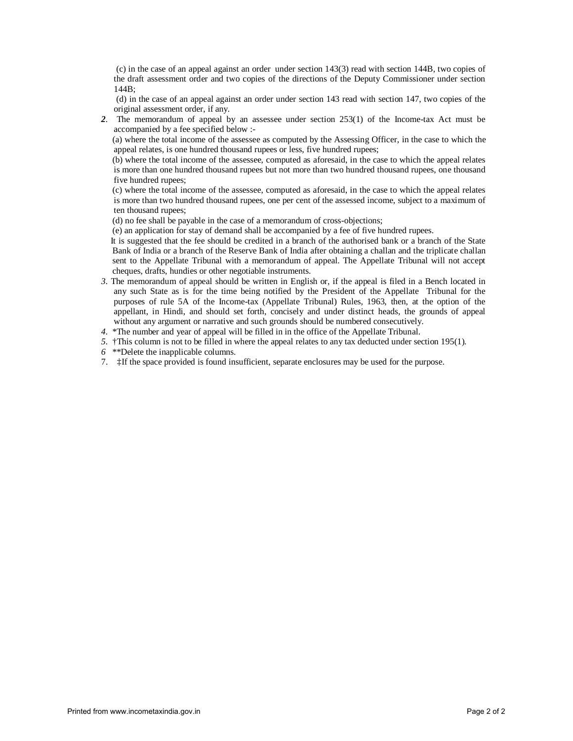(c) in the case of an appeal against an order under section 143(3) read with section 144B, two copies of the draft assessment order and two copies of the directions of the Deputy Commissioner under section 144B;

(d) in the case of an appeal against an order under section 143 read with section 147, two copies of the original assessment order, if any.

*2*. The memorandum of appeal by an assessee under section 253(1) of the Income-tax Act must be accompanied by a fee specified below :-

(a) where the total income of the assessee as computed by the Assessing Officer, in the case to which the appeal relates, is one hundred thousand rupees or less, five hundred rupees;

(b) where the total income of the assessee, computed as aforesaid, in the case to which the appeal relates is more than one hundred thousand rupees but not more than two hundred thousand rupees, one thousand five hundred rupees;

(c) where the total income of the assessee, computed as aforesaid, in the case to which the appeal relates is more than two hundred thousand rupees, one per cent of the assessed income, subject to a maximum of ten thousand rupees;

(d) no fee shall be payable in the case of a memorandum of cross-objections;

(e) an application for stay of demand shall be accompanied by a fee of five hundred rupees.

It is suggested that the fee should be credited in a branch of the authorised bank or a branch of the State Bank of India or a branch of the Reserve Bank of India after obtaining a challan and the triplicate challan sent to the Appellate Tribunal with a memorandum of appeal. The Appellate Tribunal will not accept cheques, drafts, hundies or other negotiable instruments.

*3*. The memorandum of appeal should be written in English or, if the appeal is filed in a Bench located in any such State as is for the time being notified by the President of the Appellate Tribunal for the purposes of rule 5A of the Income-tax (Appellate Tribunal) Rules, 1963, then, at the option of the appellant, in Hindi, and should set forth, concisely and under distinct heads, the grounds of appeal without any argument or narrative and such grounds should be numbered consecutively.

*4*. *The number and year of appeal will be filled in in the office of the Appellate Tribunal.

*5*. †This column is not to be filled in where the appeal relates to any tax deducted under section 195(1).

*6* **Delete the inapplicable columns.

7. ‡If the space provided is found insufficient, separate enclosures may be used for the purpose.

Printed from www.incometaxindia.gov.in